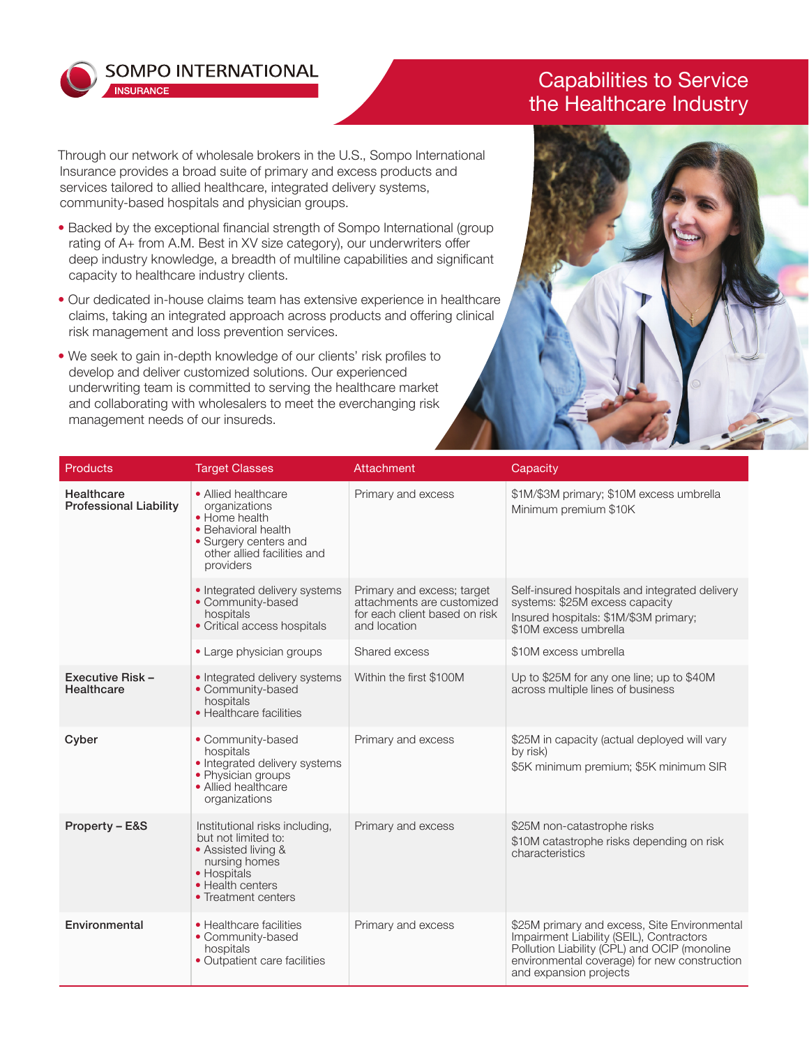SOMPO INTERNATIONAL
INSURANCE

# Capabilities to Service the Healthcare Industry

Through our network of wholesale brokers in the U.S., Sompo International Insurance provides a broad suite of primary and excess products and services tailored to allied healthcare, integrated delivery systems, community-based hospitals and physician groups.

- Backed by the exceptional financial strength of Sompo International (group rating of A+ from A.M. Best in XV size category), our underwriters offer deep industry knowledge, a breadth of multiline capabilities and significant capacity to healthcare industry clients.
- Our dedicated in-house claims team has extensive experience in healthcare claims, taking an integrated approach across products and offering clinical risk management and loss prevention services.
- We seek to gain in-depth knowledge of our clients' risk profiles to develop and deliver customized solutions. Our experienced underwriting team is committed to serving the healthcare market and collaborating with wholesalers to meet the everchanging risk management needs of our insureds.

| Products | Target Classes | Attachment | Capacity |
|---|---|---|---|
| **Healthcare Professional Liability** | • Allied healthcare organizations<br>• Home health<br>• Behavioral health<br>• Surgery centers and other allied facilities and providers | Primary and excess | $1M/$3M primary; $10M excess umbrella<br>Minimum premium $10K |
| | • Integrated delivery systems<br>• Community-based hospitals<br>• Critical access hospitals | Primary and excess; target attachments are customized for each client based on risk and location | Self-insured hospitals and integrated delivery systems: $25M excess capacity<br>Insured hospitals: $1M/$3M primary; $10M excess umbrella |
| | • Large physician groups | Shared excess | $10M excess umbrella |
| **Executive Risk – Healthcare** | • Integrated delivery systems<br>• Community-based hospitals<br>• Healthcare facilities | Within the first $100M | Up to $25M for any one line; up to $40M across multiple lines of business |
| **Cyber** | • Community-based hospitals<br>• Integrated delivery systems<br>• Physician groups<br>• Allied healthcare organizations | Primary and excess | $25M in capacity (actual deployed will vary by risk)<br>$5K minimum premium; $5K minimum SIR |
| **Property – E&S** | Institutional risks including, but not limited to:<br>• Assisted living & nursing homes<br>• Hospitals<br>• Health centers<br>• Treatment centers | Primary and excess | $25M non-catastrophe risks<br>$10M catastrophe risks depending on risk characteristics |
| **Environmental** | • Healthcare facilities<br>• Community-based hospitals<br>• Outpatient care facilities | Primary and excess | $25M primary and excess, Site Environmental Impairment Liability (SEIL), Contractors Pollution Liability (CPL) and OCIP (monoline environmental coverage) for new construction and expansion projects |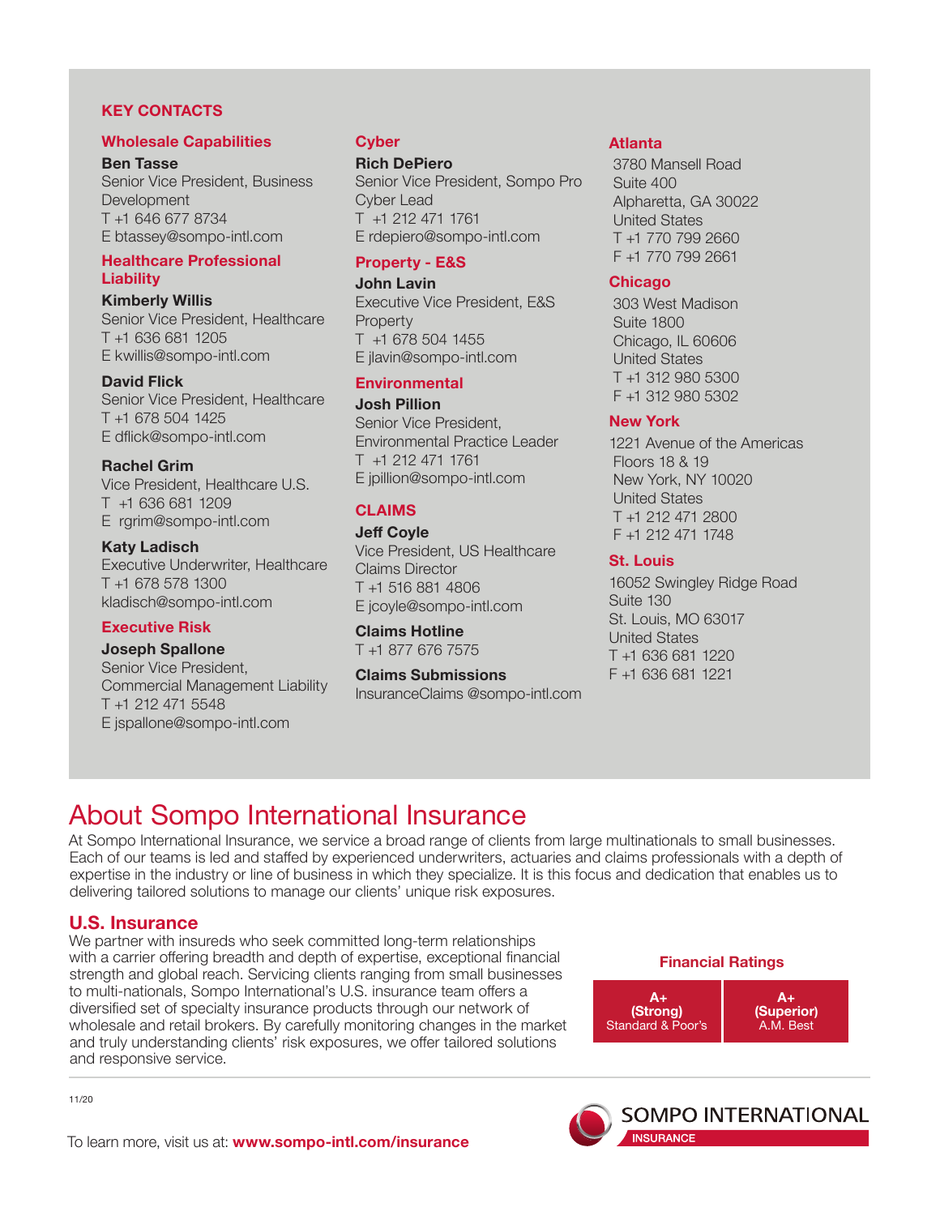## KEY CONTACTS

### Wholesale Capabilities

**Ben Tasse**
Senior Vice President, Business Development
T +1 646 677 8734
E btassey@sompo-intl.com

### Healthcare Professional Liability

**Kimberly Willis**
Senior Vice President, Healthcare
T +1 636 681 1205
E kwillis@sompo-intl.com

**David Flick**
Senior Vice President, Healthcare
T +1 678 504 1425
E dflick@sompo-intl.com

**Rachel Grim**
Vice President, Healthcare U.S.
T +1 636 681 1209
E rgrim@sompo-intl.com

**Katy Ladisch**
Executive Underwriter, Healthcare
T +1 678 578 1300
kladisch@sompo-intl.com

### Executive Risk

**Joseph Spallone**
Senior Vice President, Commercial Management Liability
T +1 212 471 5548
E jspallone@sompo-intl.com

### Cyber

**Rich DePiero**
Senior Vice President, Sompo Pro Cyber Lead
T +1 212 471 1761
E rdepiero@sompo-intl.com

### Property - E&S

**John Lavin**
Executive Vice President, E&S Property
T +1 678 504 1455
E jlavin@sompo-intl.com

### Environmental

**Josh Pillion**
Senior Vice President, Environmental Practice Leader
T +1 212 471 1761
E jpillion@sompo-intl.com

### CLAIMS

**Jeff Coyle**
Vice President, US Healthcare Claims Director
T +1 516 881 4806
E jcoyle@sompo-intl.com

**Claims Hotline**
T +1 877 676 7575

**Claims Submissions**
InsuranceClaims @sompo-intl.com

### Atlanta

3780 Mansell Road
Suite 400
Alpharetta, GA 30022
United States
T +1 770 799 2660
F +1 770 799 2661

### Chicago

303 West Madison
Suite 1800
Chicago, IL 60606
United States
T +1 312 980 5300
F +1 312 980 5302

### New York

1221 Avenue of the Americas
Floors 18 & 19
New York, NY 10020
United States
T +1 212 471 2800
F +1 212 471 1748

### St. Louis

16052 Swingley Ridge Road
Suite 130
St. Louis, MO 63017
United States
T +1 636 681 1220
F +1 636 681 1221

# About Sompo International Insurance

At Sompo International Insurance, we service a broad range of clients from large multinationals to small businesses. Each of our teams is led and staffed by experienced underwriters, actuaries and claims professionals with a depth of expertise in the industry or line of business in which they specialize. It is this focus and dedication that enables us to delivering tailored solutions to manage our clients' unique risk exposures.

## U.S. Insurance

We partner with insureds who seek committed long-term relationships with a carrier offering breadth and depth of expertise, exceptional financial strength and global reach. Servicing clients ranging from small businesses to multi-nationals, Sompo International's U.S. insurance team offers a diversified set of specialty insurance products through our network of wholesale and retail brokers. By carefully monitoring changes in the market and truly understanding clients' risk exposures, we offer tailored solutions and responsive service.

### Financial Ratings

| A+ (Strong) Standard & Poor's | A+ (Superior) A.M. Best |
|---|---|

11/20

To learn more, visit us at: **www.sompo-intl.com/insurance**

SOMPO INTERNATIONAL INSURANCE